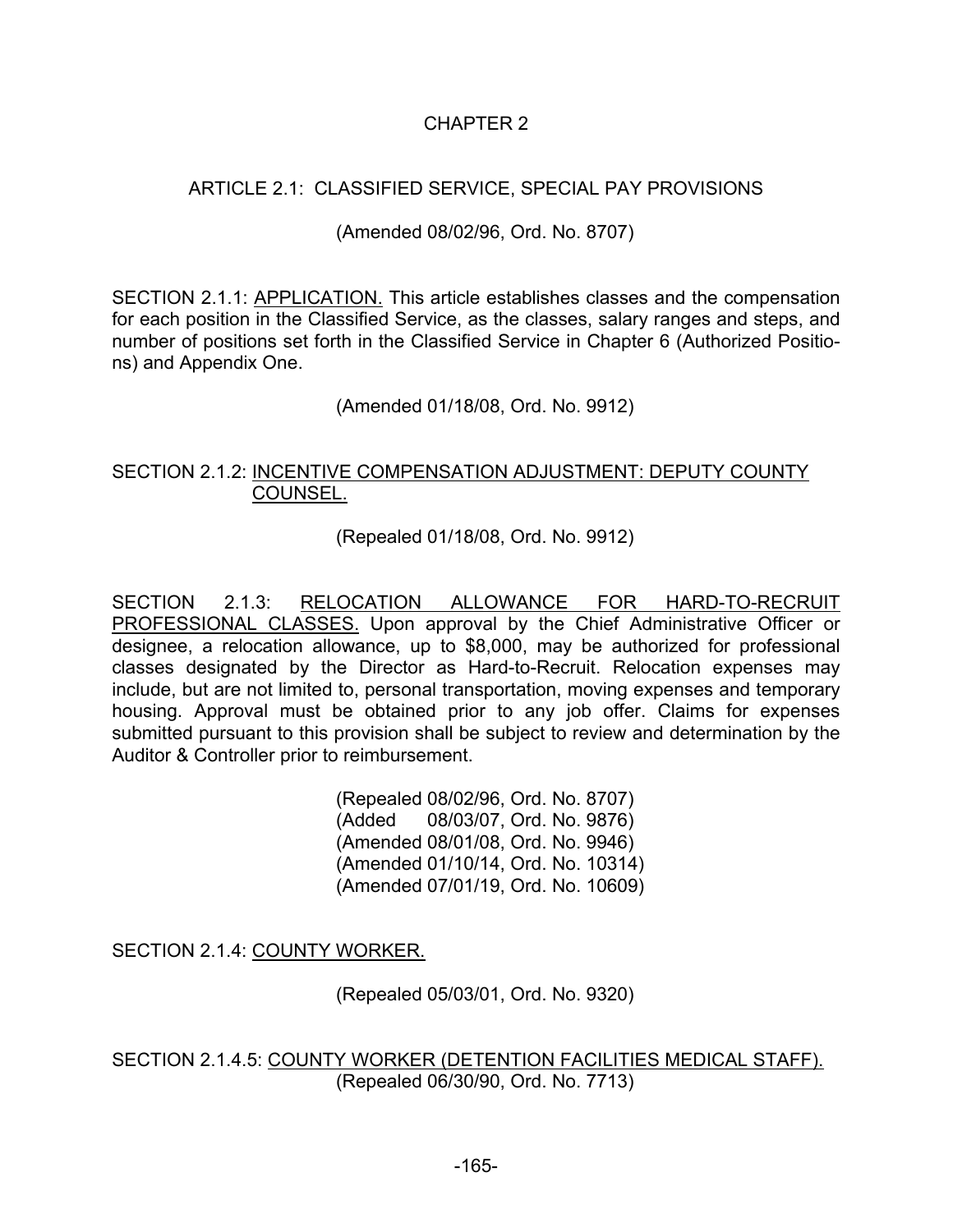# CHAPTER 2

## ARTICLE 2.1: CLASSIFIED SERVICE, SPECIAL PAY PROVISIONS

(Amended 08/02/96, Ord. No. 8707)

SECTION 2.1.1: <u>APPLICATION.</u> This article establishes classes and the compensation for each position in the Classified Service, as the classes, salary ranges and steps, and number of positions set forth in the Classified Service in Chapter 6 (Authorized Positions) and Appendix One.

(Amended 01/18/08, Ord. No. 9912)

SECTION 2.1.2: <u>INCENTIVE COMPENSATION ADJUSTMENT: DEPUTY COUNTY COUNSEL.</u>

(Repealed 01/18/08, Ord. No. 9912)

SECTION 2.1.3: <u>RELOCATION ALLOWANCE FOR HARD-TO-RECRUIT PROFESSIONAL CLASSES.</u> Upon approval by the Chief Administrative Officer or designee, a relocation allowance, up to $8,000, may be authorized for professional classes designated by the Director as Hard-to-Recruit. Relocation expenses may include, but are not limited to, personal transportation, moving expenses and temporary housing. Approval must be obtained prior to any job offer. Claims for expenses submitted pursuant to this provision shall be subject to review and determination by the Auditor & Controller prior to reimbursement.

(Repealed 08/02/96, Ord. No. 8707)
(Added 08/03/07, Ord. No. 9876)
(Amended 08/01/08, Ord. No. 9946)
(Amended 01/10/14, Ord. No. 10314)
(Amended 07/01/19, Ord. No. 10609)

SECTION 2.1.4: <u>COUNTY WORKER.</u>

(Repealed 05/03/01, Ord. No. 9320)

SECTION 2.1.4.5: <u>COUNTY WORKER (DETENTION FACILITIES MEDICAL STAFF).</u>
(Repealed 06/30/90, Ord. No. 7713)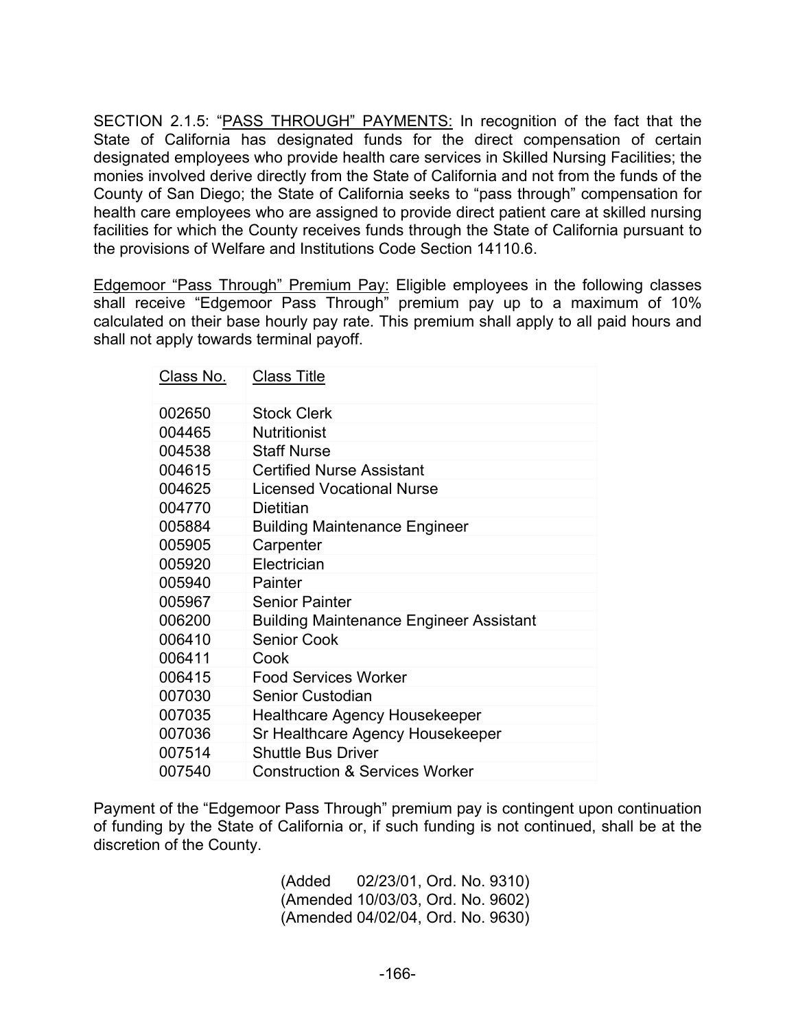SECTION 2.1.5: "PASS THROUGH" PAYMENTS: In recognition of the fact that the State of California has designated funds for the direct compensation of certain designated employees who provide health care services in Skilled Nursing Facilities; the monies involved derive directly from the State of California and not from the funds of the County of San Diego; the State of California seeks to "pass through" compensation for health care employees who are assigned to provide direct patient care at skilled nursing facilities for which the County receives funds through the State of California pursuant to the provisions of Welfare and Institutions Code Section 14110.6.

Edgemoor "Pass Through" Premium Pay: Eligible employees in the following classes shall receive "Edgemoor Pass Through" premium pay up to a maximum of 10% calculated on their base hourly pay rate. This premium shall apply to all paid hours and shall not apply towards terminal payoff.

| Class No. | Class Title |
|---|---|
| 002650 | Stock Clerk |
| 004465 | Nutritionist |
| 004538 | Staff Nurse |
| 004615 | Certified Nurse Assistant |
| 004625 | Licensed Vocational Nurse |
| 004770 | Dietitian |
| 005884 | Building Maintenance Engineer |
| 005905 | Carpenter |
| 005920 | Electrician |
| 005940 | Painter |
| 005967 | Senior Painter |
| 006200 | Building Maintenance Engineer Assistant |
| 006410 | Senior Cook |
| 006411 | Cook |
| 006415 | Food Services Worker |
| 007030 | Senior Custodian |
| 007035 | Healthcare Agency Housekeeper |
| 007036 | Sr Healthcare Agency Housekeeper |
| 007514 | Shuttle Bus Driver |
| 007540 | Construction & Services Worker |

Payment of the "Edgemoor Pass Through" premium pay is contingent upon continuation of funding by the State of California or, if such funding is not continued, shall be at the discretion of the County.

(Added 02/23/01, Ord. No. 9310)
(Amended 10/03/03, Ord. No. 9602)
(Amended 04/02/04, Ord. No. 9630)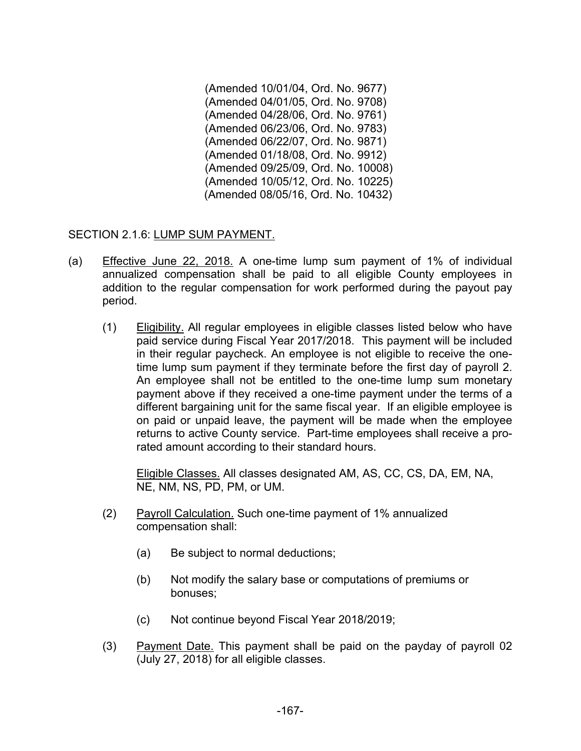(Amended 10/01/04, Ord. No. 9677)
(Amended 04/01/05, Ord. No. 9708)
(Amended 04/28/06, Ord. No. 9761)
(Amended 06/23/06, Ord. No. 9783)
(Amended 06/22/07, Ord. No. 9871)
(Amended 01/18/08, Ord. No. 9912)
(Amended 09/25/09, Ord. No. 10008)
(Amended 10/05/12, Ord. No. 10225)
(Amended 08/05/16, Ord. No. 10432)

SECTION 2.1.6: LUMP SUM PAYMENT.

(a) Effective June 22, 2018. A one-time lump sum payment of 1% of individual annualized compensation shall be paid to all eligible County employees in addition to the regular compensation for work performed during the payout pay period.

(1) Eligibility. All regular employees in eligible classes listed below who have paid service during Fiscal Year 2017/2018. This payment will be included in their regular paycheck. An employee is not eligible to receive the one-time lump sum payment if they terminate before the first day of payroll 2. An employee shall not be entitled to the one-time lump sum monetary payment above if they received a one-time payment under the terms of a different bargaining unit for the same fiscal year. If an eligible employee is on paid or unpaid leave, the payment will be made when the employee returns to active County service. Part-time employees shall receive a pro-rated amount according to their standard hours.

Eligible Classes. All classes designated AM, AS, CC, CS, DA, EM, NA, NE, NM, NS, PD, PM, or UM.

(2) Payroll Calculation. Such one-time payment of 1% annualized compensation shall:

(a) Be subject to normal deductions;

(b) Not modify the salary base or computations of premiums or bonuses;

(c) Not continue beyond Fiscal Year 2018/2019;

(3) Payment Date. This payment shall be paid on the payday of payroll 02 (July 27, 2018) for all eligible classes.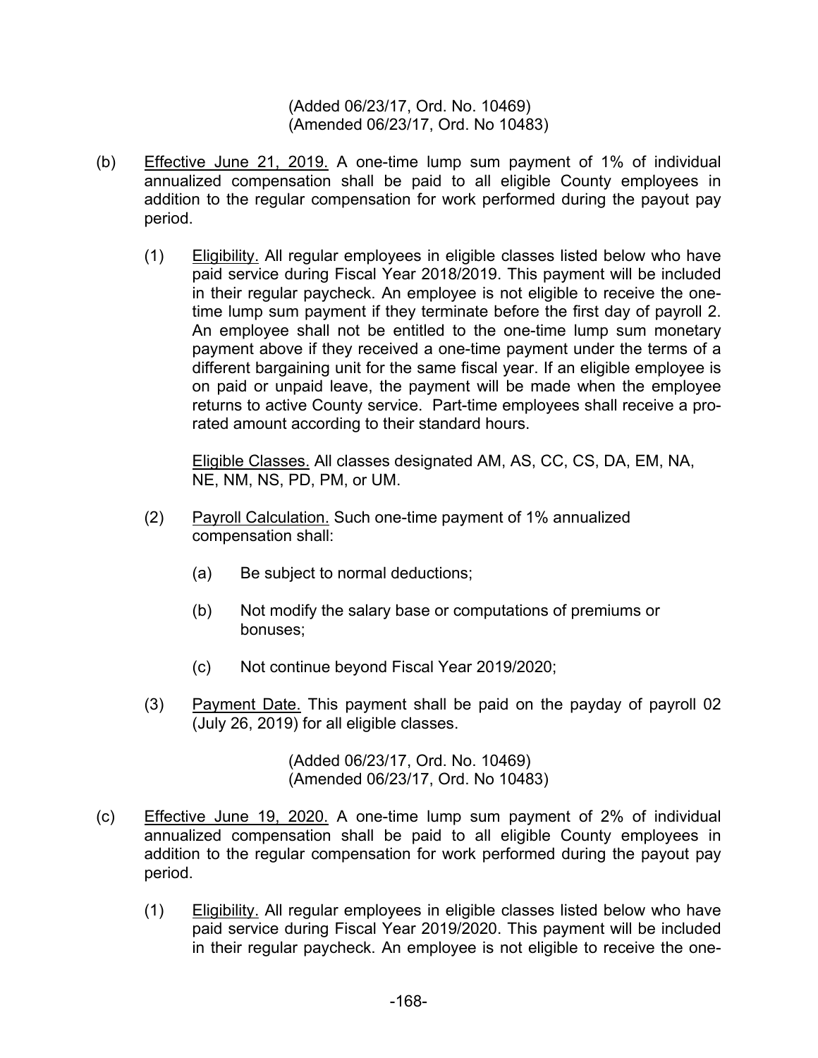(Added 06/23/17, Ord. No. 10469)
(Amended 06/23/17, Ord. No 10483)

(b) Effective June 21, 2019. A one-time lump sum payment of 1% of individual annualized compensation shall be paid to all eligible County employees in addition to the regular compensation for work performed during the payout pay period.

 (1) Eligibility. All regular employees in eligible classes listed below who have paid service during Fiscal Year 2018/2019. This payment will be included in their regular paycheck. An employee is not eligible to receive the one-time lump sum payment if they terminate before the first day of payroll 2. An employee shall not be entitled to the one-time lump sum monetary payment above if they received a one-time payment under the terms of a different bargaining unit for the same fiscal year. If an eligible employee is on paid or unpaid leave, the payment will be made when the employee returns to active County service. Part-time employees shall receive a pro-rated amount according to their standard hours.

 Eligible Classes. All classes designated AM, AS, CC, CS, DA, EM, NA, NE, NM, NS, PD, PM, or UM.

 (2) Payroll Calculation. Such one-time payment of 1% annualized compensation shall:

  (a) Be subject to normal deductions;

  (b) Not modify the salary base or computations of premiums or bonuses;

  (c) Not continue beyond Fiscal Year 2019/2020;

 (3) Payment Date. This payment shall be paid on the payday of payroll 02 (July 26, 2019) for all eligible classes.

(Added 06/23/17, Ord. No. 10469)
(Amended 06/23/17, Ord. No 10483)

(c) Effective June 19, 2020. A one-time lump sum payment of 2% of individual annualized compensation shall be paid to all eligible County employees in addition to the regular compensation for work performed during the payout pay period.

 (1) Eligibility. All regular employees in eligible classes listed below who have paid service during Fiscal Year 2019/2020. This payment will be included in their regular paycheck. An employee is not eligible to receive the one-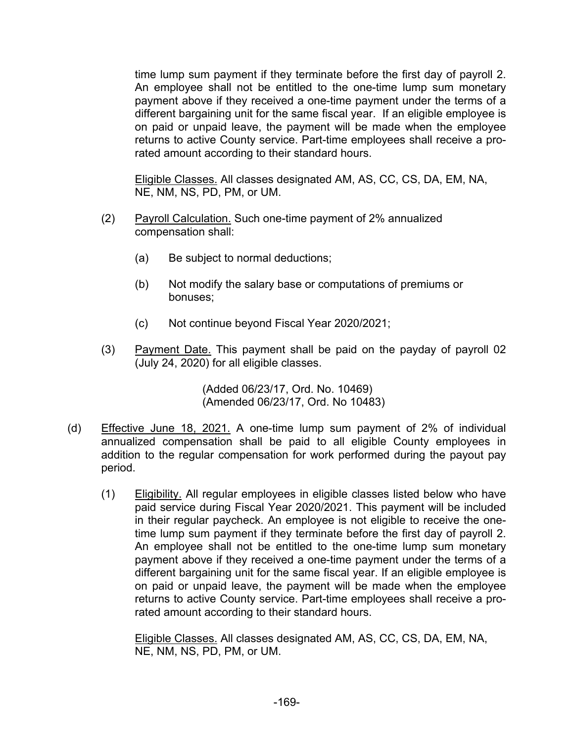time lump sum payment if they terminate before the first day of payroll 2. An employee shall not be entitled to the one-time lump sum monetary payment above if they received a one-time payment under the terms of a different bargaining unit for the same fiscal year. If an eligible employee is on paid or unpaid leave, the payment will be made when the employee returns to active County service. Part-time employees shall receive a pro-rated amount according to their standard hours.

Eligible Classes. All classes designated AM, AS, CC, CS, DA, EM, NA, NE, NM, NS, PD, PM, or UM.

(2) Payroll Calculation. Such one-time payment of 2% annualized compensation shall:

(a) Be subject to normal deductions;

(b) Not modify the salary base or computations of premiums or bonuses;

(c) Not continue beyond Fiscal Year 2020/2021;

(3) Payment Date. This payment shall be paid on the payday of payroll 02 (July 24, 2020) for all eligible classes.

(Added 06/23/17, Ord. No. 10469)
(Amended 06/23/17, Ord. No 10483)

(d) Effective June 18, 2021. A one-time lump sum payment of 2% of individual annualized compensation shall be paid to all eligible County employees in addition to the regular compensation for work performed during the payout pay period.

(1) Eligibility. All regular employees in eligible classes listed below who have paid service during Fiscal Year 2020/2021. This payment will be included in their regular paycheck. An employee is not eligible to receive the one-time lump sum payment if they terminate before the first day of payroll 2. An employee shall not be entitled to the one-time lump sum monetary payment above if they received a one-time payment under the terms of a different bargaining unit for the same fiscal year. If an eligible employee is on paid or unpaid leave, the payment will be made when the employee returns to active County service. Part-time employees shall receive a pro-rated amount according to their standard hours.

Eligible Classes. All classes designated AM, AS, CC, CS, DA, EM, NA, NE, NM, NS, PD, PM, or UM.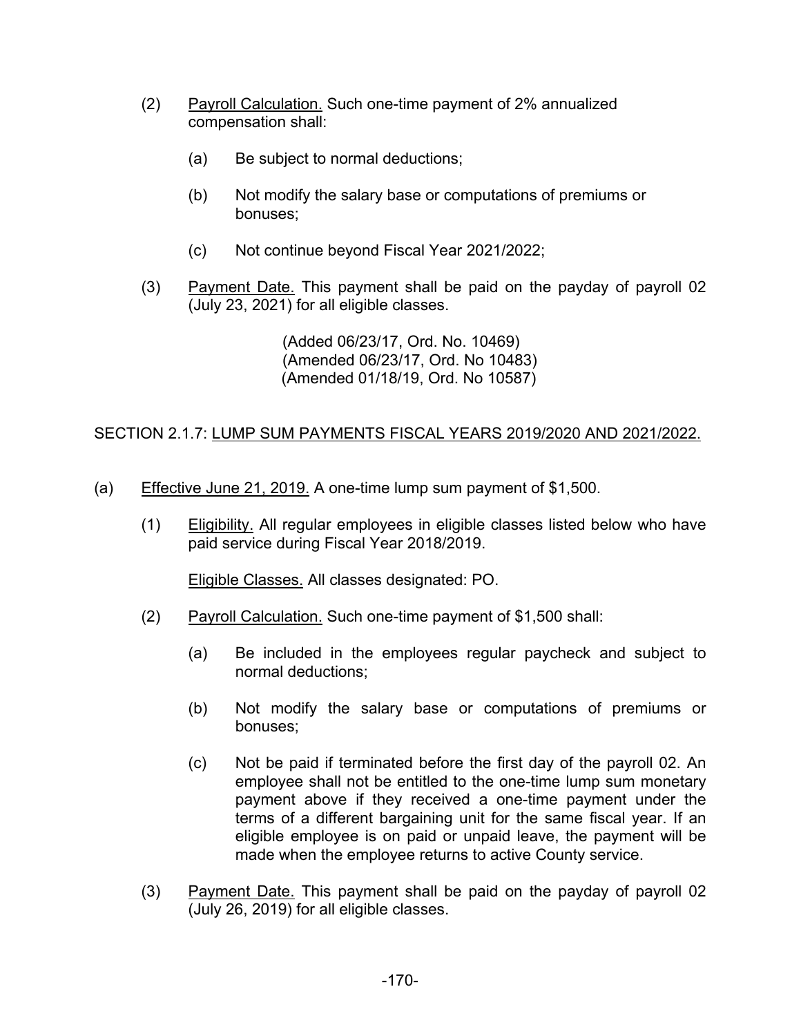(2) Payroll Calculation. Such one-time payment of 2% annualized compensation shall:

   (a) Be subject to normal deductions;

   (b) Not modify the salary base or computations of premiums or bonuses;

   (c) Not continue beyond Fiscal Year 2021/2022;

(3) Payment Date. This payment shall be paid on the payday of payroll 02 (July 23, 2021) for all eligible classes.

(Added 06/23/17, Ord. No. 10469)
(Amended 06/23/17, Ord. No 10483)
(Amended 01/18/19, Ord. No 10587)

SECTION 2.1.7: LUMP SUM PAYMENTS FISCAL YEARS 2019/2020 AND 2021/2022.

(a) Effective June 21, 2019. A one-time lump sum payment of $1,500.

   (1) Eligibility. All regular employees in eligible classes listed below who have paid service during Fiscal Year 2018/2019.

   Eligible Classes. All classes designated: PO.

   (2) Payroll Calculation. Such one-time payment of $1,500 shall:

      (a) Be included in the employees regular paycheck and subject to normal deductions;

      (b) Not modify the salary base or computations of premiums or bonuses;

      (c) Not be paid if terminated before the first day of the payroll 02. An employee shall not be entitled to the one-time lump sum monetary payment above if they received a one-time payment under the terms of a different bargaining unit for the same fiscal year. If an eligible employee is on paid or unpaid leave, the payment will be made when the employee returns to active County service.

   (3) Payment Date. This payment shall be paid on the payday of payroll 02 (July 26, 2019) for all eligible classes.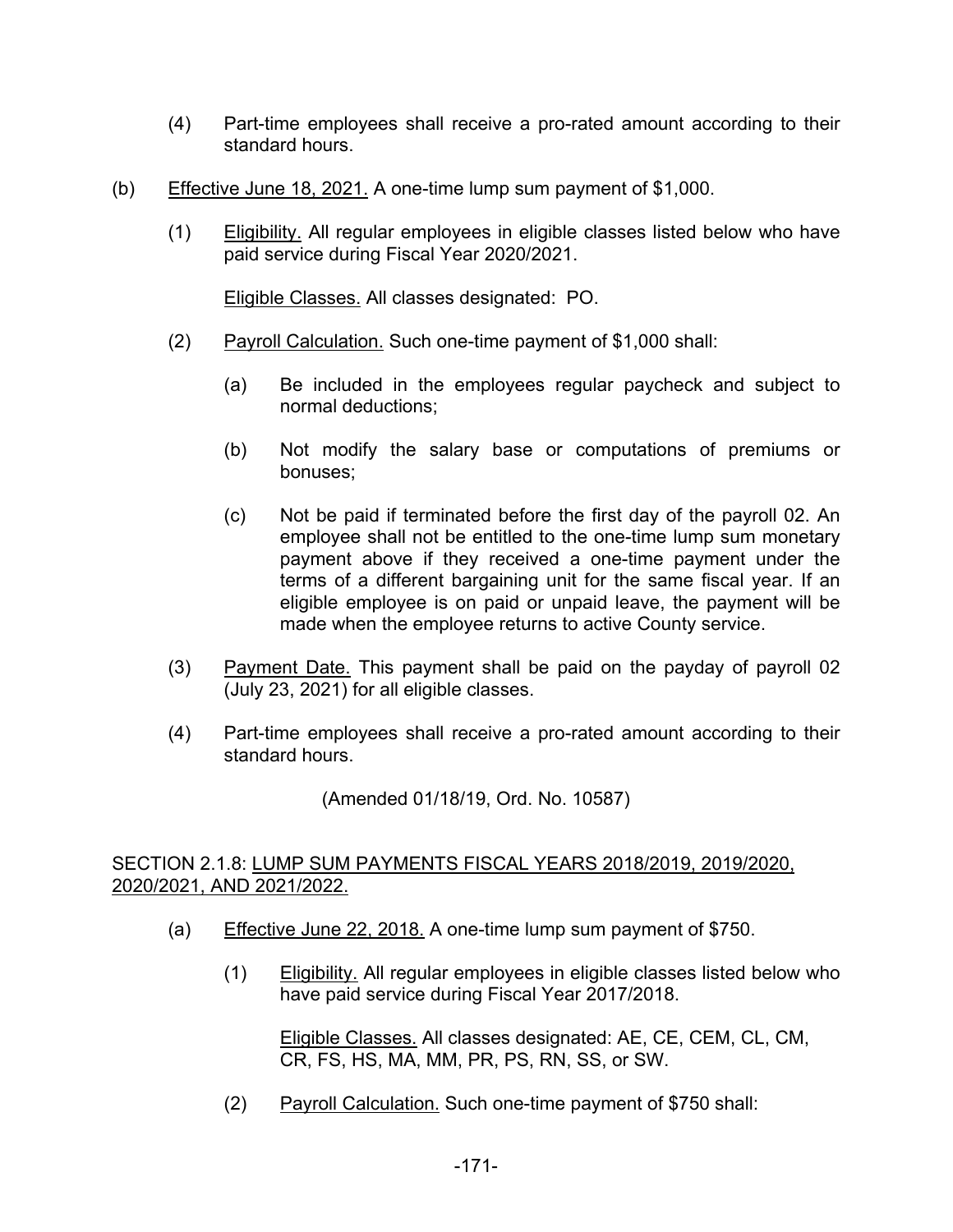(4) Part-time employees shall receive a pro-rated amount according to their standard hours.

(b) Effective June 18, 2021. A one-time lump sum payment of $1,000.

(1) Eligibility. All regular employees in eligible classes listed below who have paid service during Fiscal Year 2020/2021.

Eligible Classes. All classes designated: PO.

(2) Payroll Calculation. Such one-time payment of $1,000 shall:

(a) Be included in the employees regular paycheck and subject to normal deductions;

(b) Not modify the salary base or computations of premiums or bonuses;

(c) Not be paid if terminated before the first day of the payroll 02. An employee shall not be entitled to the one-time lump sum monetary payment above if they received a one-time payment under the terms of a different bargaining unit for the same fiscal year. If an eligible employee is on paid or unpaid leave, the payment will be made when the employee returns to active County service.

(3) Payment Date. This payment shall be paid on the payday of payroll 02 (July 23, 2021) for all eligible classes.

(4) Part-time employees shall receive a pro-rated amount according to their standard hours.

(Amended 01/18/19, Ord. No. 10587)

SECTION 2.1.8: LUMP SUM PAYMENTS FISCAL YEARS 2018/2019, 2019/2020, 2020/2021, AND 2021/2022.

(a) Effective June 22, 2018. A one-time lump sum payment of $750.

(1) Eligibility. All regular employees in eligible classes listed below who have paid service during Fiscal Year 2017/2018.

Eligible Classes. All classes designated: AE, CE, CEM, CL, CM, CR, FS, HS, MA, MM, PR, PS, RN, SS, or SW.

(2) Payroll Calculation. Such one-time payment of $750 shall: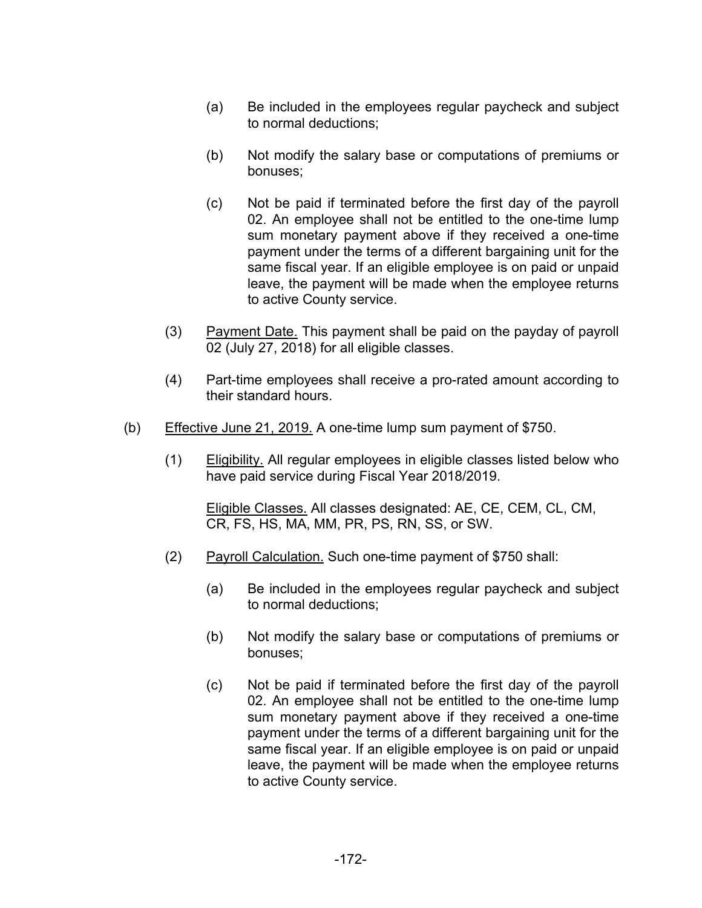(a) Be included in the employees regular paycheck and subject to normal deductions;

(b) Not modify the salary base or computations of premiums or bonuses;

(c) Not be paid if terminated before the first day of the payroll 02. An employee shall not be entitled to the one-time lump sum monetary payment above if they received a one-time payment under the terms of a different bargaining unit for the same fiscal year. If an eligible employee is on paid or unpaid leave, the payment will be made when the employee returns to active County service.

(3) Payment Date. This payment shall be paid on the payday of payroll 02 (July 27, 2018) for all eligible classes.

(4) Part-time employees shall receive a pro-rated amount according to their standard hours.

(b) Effective June 21, 2019. A one-time lump sum payment of $750.

(1) Eligibility. All regular employees in eligible classes listed below who have paid service during Fiscal Year 2018/2019.

Eligible Classes. All classes designated: AE, CE, CEM, CL, CM, CR, FS, HS, MA, MM, PR, PS, RN, SS, or SW.

(2) Payroll Calculation. Such one-time payment of $750 shall:

(a) Be included in the employees regular paycheck and subject to normal deductions;

(b) Not modify the salary base or computations of premiums or bonuses;

(c) Not be paid if terminated before the first day of the payroll 02. An employee shall not be entitled to the one-time lump sum monetary payment above if they received a one-time payment under the terms of a different bargaining unit for the same fiscal year. If an eligible employee is on paid or unpaid leave, the payment will be made when the employee returns to active County service.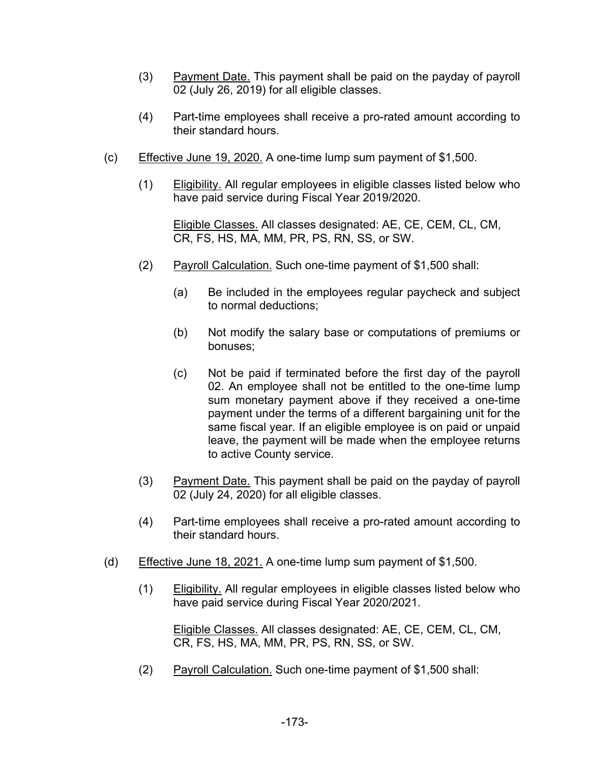(3) <u>Payment Date.</u> This payment shall be paid on the payday of payroll 02 (July 26, 2019) for all eligible classes.

(4) Part-time employees shall receive a pro-rated amount according to their standard hours.

(c) <u>Effective June 19, 2020.</u> A one-time lump sum payment of $1,500.

(1) <u>Eligibility.</u> All regular employees in eligible classes listed below who have paid service during Fiscal Year 2019/2020.

<u>Eligible Classes.</u> All classes designated: AE, CE, CEM, CL, CM, CR, FS, HS, MA, MM, PR, PS, RN, SS, or SW.

(2) <u>Payroll Calculation.</u> Such one-time payment of $1,500 shall:

(a) Be included in the employees regular paycheck and subject to normal deductions;

(b) Not modify the salary base or computations of premiums or bonuses;

(c) Not be paid if terminated before the first day of the payroll 02. An employee shall not be entitled to the one-time lump sum monetary payment above if they received a one-time payment under the terms of a different bargaining unit for the same fiscal year. If an eligible employee is on paid or unpaid leave, the payment will be made when the employee returns to active County service.

(3) <u>Payment Date.</u> This payment shall be paid on the payday of payroll 02 (July 24, 2020) for all eligible classes.

(4) Part-time employees shall receive a pro-rated amount according to their standard hours.

(d) <u>Effective June 18, 2021.</u> A one-time lump sum payment of $1,500.

(1) <u>Eligibility.</u> All regular employees in eligible classes listed below who have paid service during Fiscal Year 2020/2021.

<u>Eligible Classes.</u> All classes designated: AE, CE, CEM, CL, CM, CR, FS, HS, MA, MM, PR, PS, RN, SS, or SW.

(2) <u>Payroll Calculation.</u> Such one-time payment of $1,500 shall: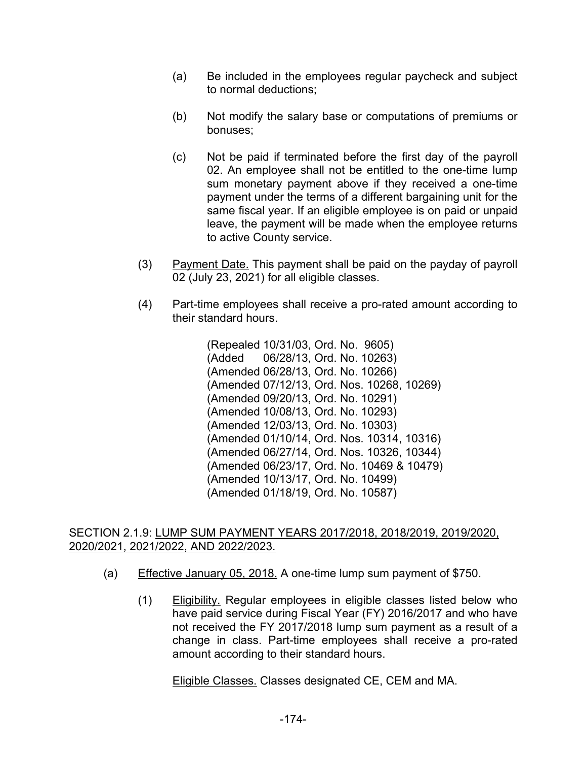(a) Be included in the employees regular paycheck and subject to normal deductions;

(b) Not modify the salary base or computations of premiums or bonuses;

(c) Not be paid if terminated before the first day of the payroll 02. An employee shall not be entitled to the one-time lump sum monetary payment above if they received a one-time payment under the terms of a different bargaining unit for the same fiscal year. If an eligible employee is on paid or unpaid leave, the payment will be made when the employee returns to active County service.

(3) Payment Date. This payment shall be paid on the payday of payroll 02 (July 23, 2021) for all eligible classes.

(4) Part-time employees shall receive a pro-rated amount according to their standard hours.

(Repealed 10/31/03, Ord. No. 9605)
(Added 06/28/13, Ord. No. 10263)
(Amended 06/28/13, Ord. No. 10266)
(Amended 07/12/13, Ord. Nos. 10268, 10269)
(Amended 09/20/13, Ord. No. 10291)
(Amended 10/08/13, Ord. No. 10293)
(Amended 12/03/13, Ord. No. 10303)
(Amended 01/10/14, Ord. Nos. 10314, 10316)
(Amended 06/27/14, Ord. Nos. 10326, 10344)
(Amended 06/23/17, Ord. No. 10469 & 10479)
(Amended 10/13/17, Ord. No. 10499)
(Amended 01/18/19, Ord. No. 10587)

SECTION 2.1.9: LUMP SUM PAYMENT YEARS 2017/2018, 2018/2019, 2019/2020, 2020/2021, 2021/2022, AND 2022/2023.

(a) Effective January 05, 2018. A one-time lump sum payment of $750.

(1) Eligibility. Regular employees in eligible classes listed below who have paid service during Fiscal Year (FY) 2016/2017 and who have not received the FY 2017/2018 lump sum payment as a result of a change in class. Part-time employees shall receive a pro-rated amount according to their standard hours.

Eligible Classes. Classes designated CE, CEM and MA.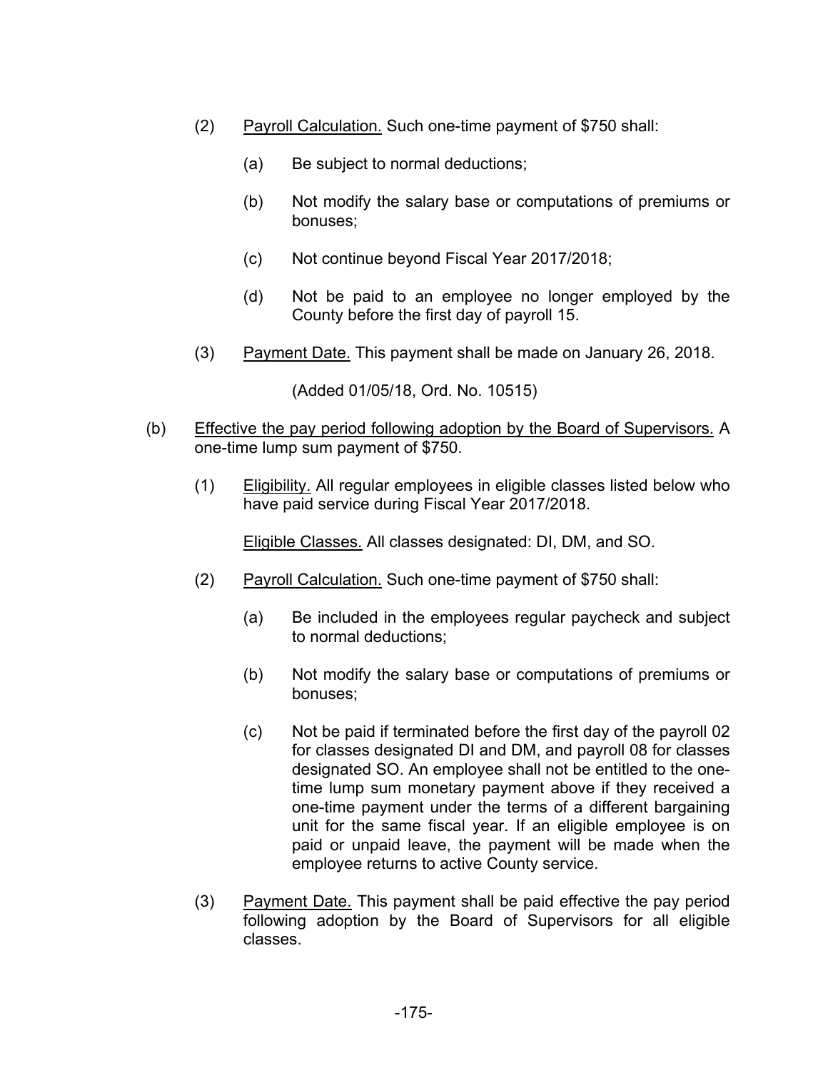(2) Payroll Calculation. Such one-time payment of $750 shall:

(a) Be subject to normal deductions;

(b) Not modify the salary base or computations of premiums or bonuses;

(c) Not continue beyond Fiscal Year 2017/2018;

(d) Not be paid to an employee no longer employed by the County before the first day of payroll 15.

(3) Payment Date. This payment shall be made on January 26, 2018.

(Added 01/05/18, Ord. No. 10515)

(b) Effective the pay period following adoption by the Board of Supervisors. A one-time lump sum payment of $750.

(1) Eligibility. All regular employees in eligible classes listed below who have paid service during Fiscal Year 2017/2018.

Eligible Classes. All classes designated: DI, DM, and SO.

(2) Payroll Calculation. Such one-time payment of $750 shall:

(a) Be included in the employees regular paycheck and subject to normal deductions;

(b) Not modify the salary base or computations of premiums or bonuses;

(c) Not be paid if terminated before the first day of the payroll 02 for classes designated DI and DM, and payroll 08 for classes designated SO. An employee shall not be entitled to the one-time lump sum monetary payment above if they received a one-time payment under the terms of a different bargaining unit for the same fiscal year. If an eligible employee is on paid or unpaid leave, the payment will be made when the employee returns to active County service.

(3) Payment Date. This payment shall be paid effective the pay period following adoption by the Board of Supervisors for all eligible classes.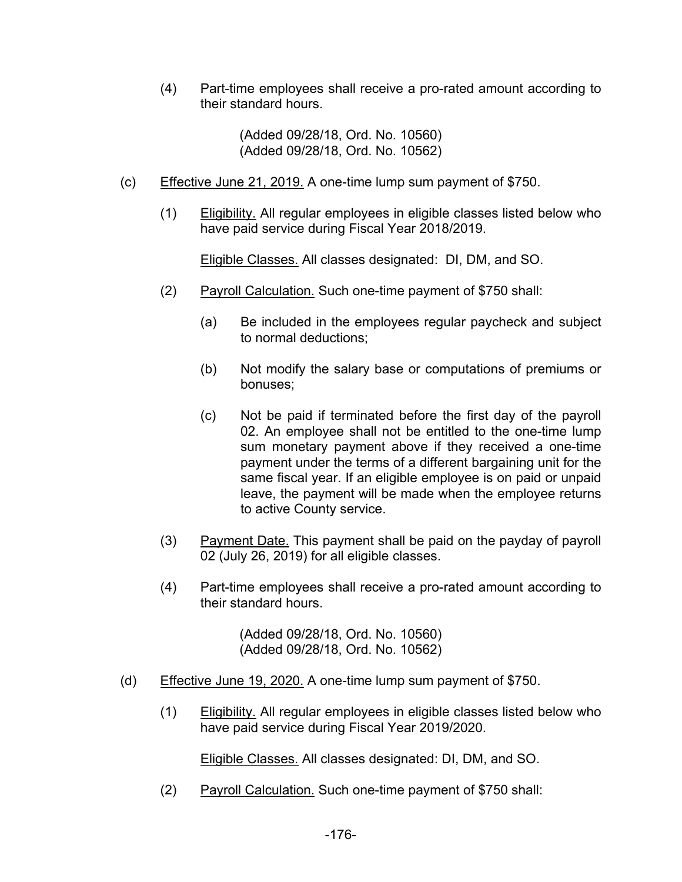(4) Part-time employees shall receive a pro-rated amount according to their standard hours.

(Added 09/28/18, Ord. No. 10560)
(Added 09/28/18, Ord. No. 10562)

(c) Effective June 21, 2019. A one-time lump sum payment of $750.

(1) Eligibility. All regular employees in eligible classes listed below who have paid service during Fiscal Year 2018/2019.

Eligible Classes. All classes designated: DI, DM, and SO.

(2) Payroll Calculation. Such one-time payment of $750 shall:

(a) Be included in the employees regular paycheck and subject to normal deductions;

(b) Not modify the salary base or computations of premiums or bonuses;

(c) Not be paid if terminated before the first day of the payroll 02. An employee shall not be entitled to the one-time lump sum monetary payment above if they received a one-time payment under the terms of a different bargaining unit for the same fiscal year. If an eligible employee is on paid or unpaid leave, the payment will be made when the employee returns to active County service.

(3) Payment Date. This payment shall be paid on the payday of payroll 02 (July 26, 2019) for all eligible classes.

(4) Part-time employees shall receive a pro-rated amount according to their standard hours.

(Added 09/28/18, Ord. No. 10560)
(Added 09/28/18, Ord. No. 10562)

(d) Effective June 19, 2020. A one-time lump sum payment of $750.

(1) Eligibility. All regular employees in eligible classes listed below who have paid service during Fiscal Year 2019/2020.

Eligible Classes. All classes designated: DI, DM, and SO.

(2) Payroll Calculation. Such one-time payment of $750 shall: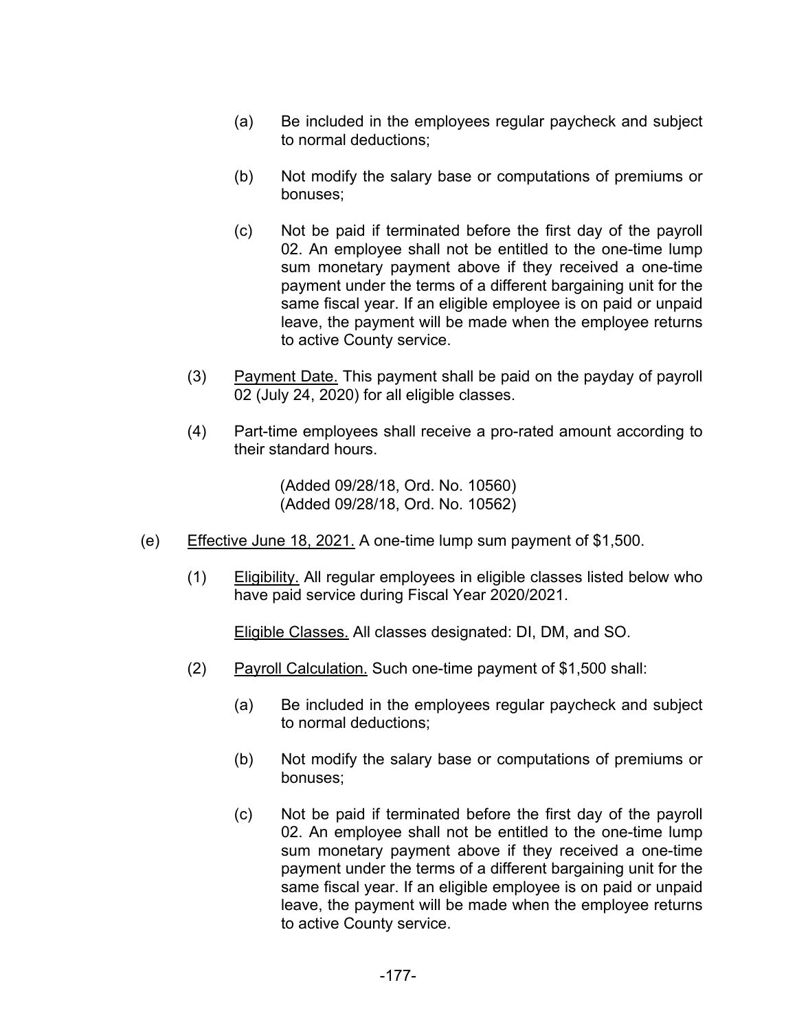(a) Be included in the employees regular paycheck and subject to normal deductions;

(b) Not modify the salary base or computations of premiums or bonuses;

(c) Not be paid if terminated before the first day of the payroll 02. An employee shall not be entitled to the one-time lump sum monetary payment above if they received a one-time payment under the terms of a different bargaining unit for the same fiscal year. If an eligible employee is on paid or unpaid leave, the payment will be made when the employee returns to active County service.

(3) <u>Payment Date.</u> This payment shall be paid on the payday of payroll 02 (July 24, 2020) for all eligible classes.

(4) Part-time employees shall receive a pro-rated amount according to their standard hours.

(Added 09/28/18, Ord. No. 10560)
(Added 09/28/18, Ord. No. 10562)

(e) <u>Effective June 18, 2021.</u> A one-time lump sum payment of $1,500.

(1) <u>Eligibility.</u> All regular employees in eligible classes listed below who have paid service during Fiscal Year 2020/2021.

<u>Eligible Classes.</u> All classes designated: DI, DM, and SO.

(2) <u>Payroll Calculation.</u> Such one-time payment of $1,500 shall:

(a) Be included in the employees regular paycheck and subject to normal deductions;

(b) Not modify the salary base or computations of premiums or bonuses;

(c) Not be paid if terminated before the first day of the payroll 02. An employee shall not be entitled to the one-time lump sum monetary payment above if they received a one-time payment under the terms of a different bargaining unit for the same fiscal year. If an eligible employee is on paid or unpaid leave, the payment will be made when the employee returns to active County service.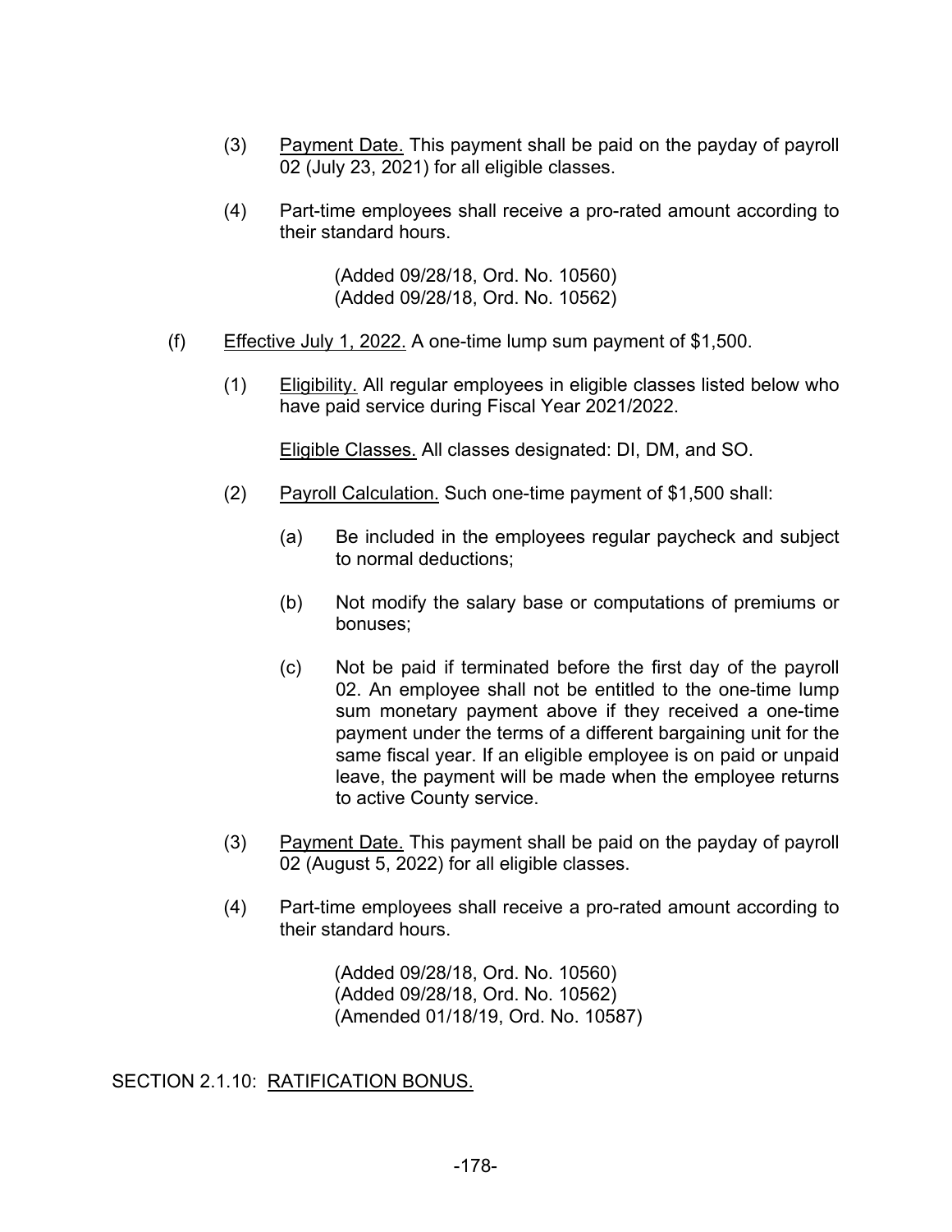(3) Payment Date. This payment shall be paid on the payday of payroll 02 (July 23, 2021) for all eligible classes.

(4) Part-time employees shall receive a pro-rated amount according to their standard hours.

(Added 09/28/18, Ord. No. 10560)
(Added 09/28/18, Ord. No. 10562)

(f) Effective July 1, 2022. A one-time lump sum payment of $1,500.

(1) Eligibility. All regular employees in eligible classes listed below who have paid service during Fiscal Year 2021/2022.

Eligible Classes. All classes designated: DI, DM, and SO.

(2) Payroll Calculation. Such one-time payment of $1,500 shall:

(a) Be included in the employees regular paycheck and subject to normal deductions;

(b) Not modify the salary base or computations of premiums or bonuses;

(c) Not be paid if terminated before the first day of the payroll 02. An employee shall not be entitled to the one-time lump sum monetary payment above if they received a one-time payment under the terms of a different bargaining unit for the same fiscal year. If an eligible employee is on paid or unpaid leave, the payment will be made when the employee returns to active County service.

(3) Payment Date. This payment shall be paid on the payday of payroll 02 (August 5, 2022) for all eligible classes.

(4) Part-time employees shall receive a pro-rated amount according to their standard hours.

(Added 09/28/18, Ord. No. 10560)
(Added 09/28/18, Ord. No. 10562)
(Amended 01/18/19, Ord. No. 10587)

## SECTION 2.1.10: RATIFICATION BONUS.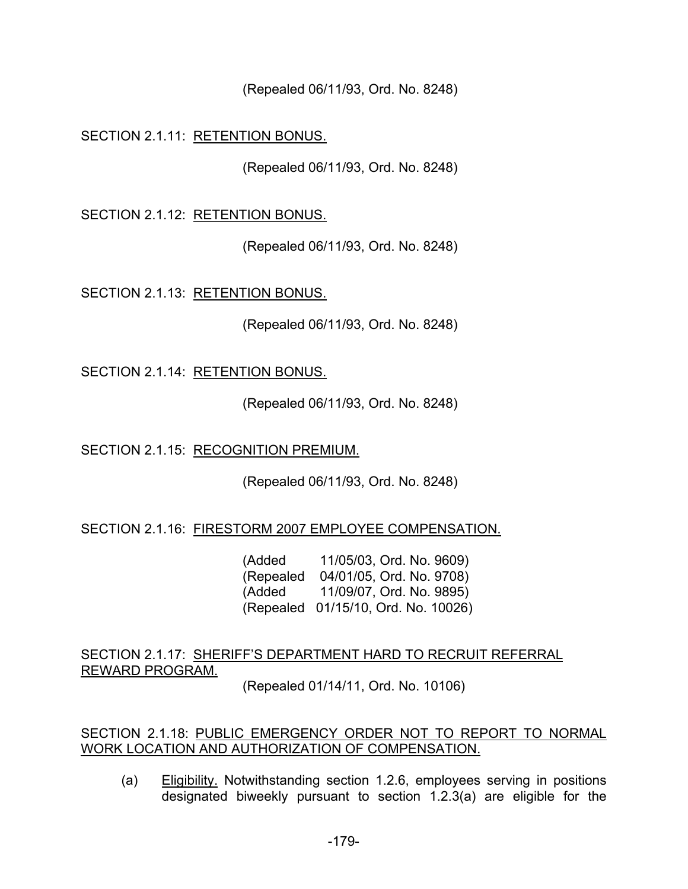(Repealed 06/11/93, Ord. No. 8248)

SECTION 2.1.11: RETENTION BONUS.

(Repealed 06/11/93, Ord. No. 8248)

SECTION 2.1.12: RETENTION BONUS.

(Repealed 06/11/93, Ord. No. 8248)

SECTION 2.1.13: RETENTION BONUS.

(Repealed 06/11/93, Ord. No. 8248)

SECTION 2.1.14: RETENTION BONUS.

(Repealed 06/11/93, Ord. No. 8248)

SECTION 2.1.15: RECOGNITION PREMIUM.

(Repealed 06/11/93, Ord. No. 8248)

SECTION 2.1.16: FIRESTORM 2007 EMPLOYEE COMPENSATION.

(Added 11/05/03, Ord. No. 9609)
(Repealed 04/01/05, Ord. No. 9708)
(Added 11/09/07, Ord. No. 9895)
(Repealed 01/15/10, Ord. No. 10026)

SECTION 2.1.17: SHERIFF'S DEPARTMENT HARD TO RECRUIT REFERRAL REWARD PROGRAM.

(Repealed 01/14/11, Ord. No. 10106)

SECTION 2.1.18: PUBLIC EMERGENCY ORDER NOT TO REPORT TO NORMAL WORK LOCATION AND AUTHORIZATION OF COMPENSATION.

(a) Eligibility. Notwithstanding section 1.2.6, employees serving in positions designated biweekly pursuant to section 1.2.3(a) are eligible for the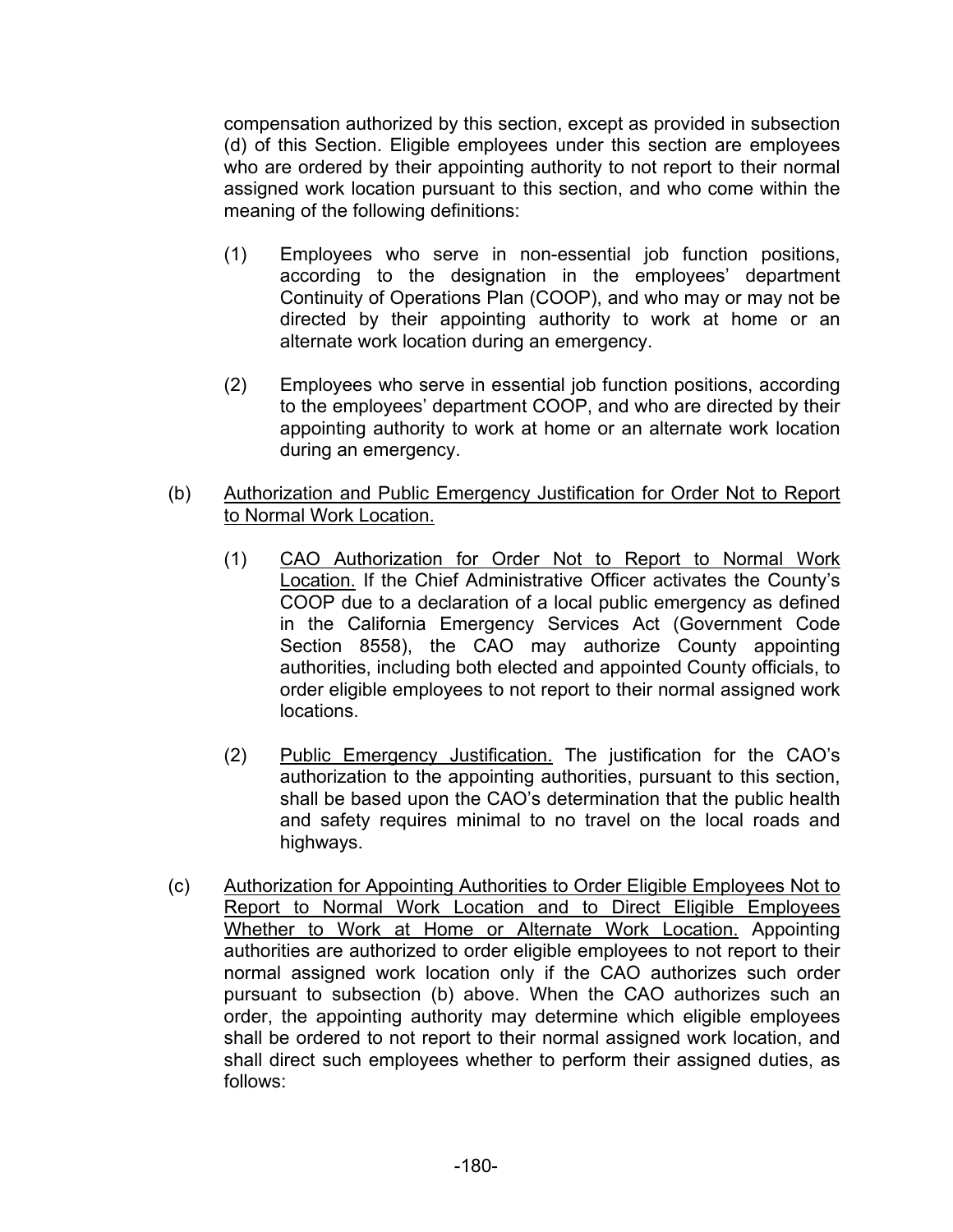compensation authorized by this section, except as provided in subsection (d) of this Section. Eligible employees under this section are employees who are ordered by their appointing authority to not report to their normal assigned work location pursuant to this section, and who come within the meaning of the following definitions:

(1) Employees who serve in non-essential job function positions, according to the designation in the employees' department Continuity of Operations Plan (COOP), and who may or may not be directed by their appointing authority to work at home or an alternate work location during an emergency.

(2) Employees who serve in essential job function positions, according to the employees' department COOP, and who are directed by their appointing authority to work at home or an alternate work location during an emergency.

(b) Authorization and Public Emergency Justification for Order Not to Report to Normal Work Location.

(1) CAO Authorization for Order Not to Report to Normal Work Location. If the Chief Administrative Officer activates the County's COOP due to a declaration of a local public emergency as defined in the California Emergency Services Act (Government Code Section 8558), the CAO may authorize County appointing authorities, including both elected and appointed County officials, to order eligible employees to not report to their normal assigned work locations.

(2) Public Emergency Justification. The justification for the CAO's authorization to the appointing authorities, pursuant to this section, shall be based upon the CAO's determination that the public health and safety requires minimal to no travel on the local roads and highways.

(c) Authorization for Appointing Authorities to Order Eligible Employees Not to Report to Normal Work Location and to Direct Eligible Employees Whether to Work at Home or Alternate Work Location. Appointing authorities are authorized to order eligible employees to not report to their normal assigned work location only if the CAO authorizes such order pursuant to subsection (b) above. When the CAO authorizes such an order, the appointing authority may determine which eligible employees shall be ordered to not report to their normal assigned work location, and shall direct such employees whether to perform their assigned duties, as follows: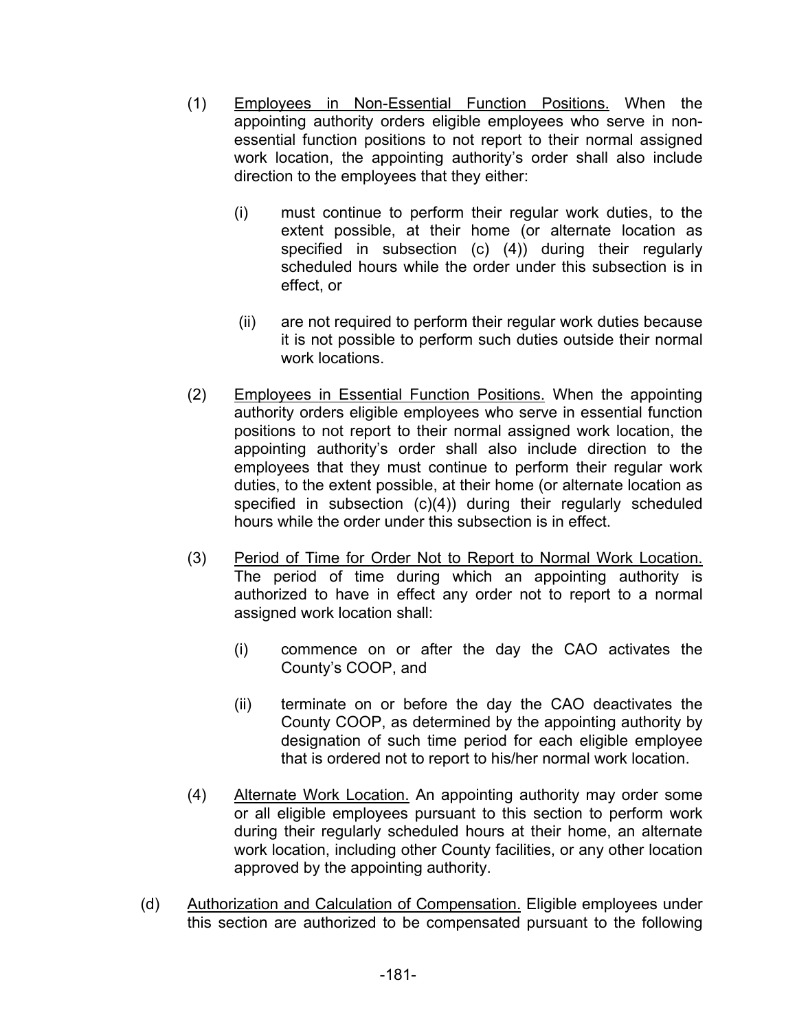(1) Employees in Non-Essential Function Positions. When the appointing authority orders eligible employees who serve in non-essential function positions to not report to their normal assigned work location, the appointing authority's order shall also include direction to the employees that they either:

   (i) must continue to perform their regular work duties, to the extent possible, at their home (or alternate location as specified in subsection (c) (4)) during their regularly scheduled hours while the order under this subsection is in effect, or

   (ii) are not required to perform their regular work duties because it is not possible to perform such duties outside their normal work locations.

(2) Employees in Essential Function Positions. When the appointing authority orders eligible employees who serve in essential function positions to not report to their normal assigned work location, the appointing authority's order shall also include direction to the employees that they must continue to perform their regular work duties, to the extent possible, at their home (or alternate location as specified in subsection (c)(4)) during their regularly scheduled hours while the order under this subsection is in effect.

(3) Period of Time for Order Not to Report to Normal Work Location. The period of time during which an appointing authority is authorized to have in effect any order not to report to a normal assigned work location shall:

   (i) commence on or after the day the CAO activates the County's COOP, and

   (ii) terminate on or before the day the CAO deactivates the County COOP, as determined by the appointing authority by designation of such time period for each eligible employee that is ordered not to report to his/her normal work location.

(4) Alternate Work Location. An appointing authority may order some or all eligible employees pursuant to this section to perform work during their regularly scheduled hours at their home, an alternate work location, including other County facilities, or any other location approved by the appointing authority.

(d) Authorization and Calculation of Compensation. Eligible employees under this section are authorized to be compensated pursuant to the following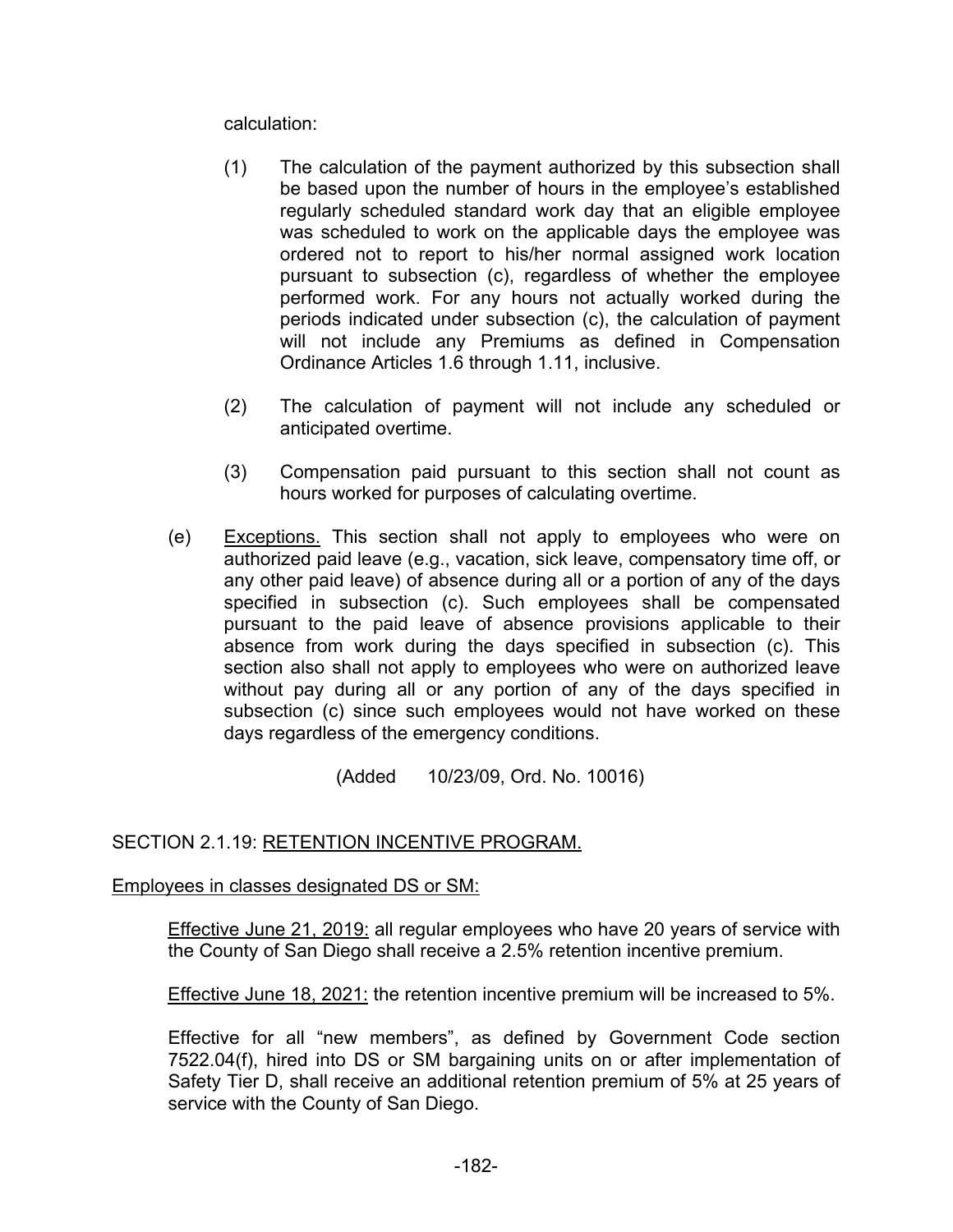calculation:

(1) The calculation of the payment authorized by this subsection shall be based upon the number of hours in the employee's established regularly scheduled standard work day that an eligible employee was scheduled to work on the applicable days the employee was ordered not to report to his/her normal assigned work location pursuant to subsection (c), regardless of whether the employee performed work. For any hours not actually worked during the periods indicated under subsection (c), the calculation of payment will not include any Premiums as defined in Compensation Ordinance Articles 1.6 through 1.11, inclusive.

(2) The calculation of payment will not include any scheduled or anticipated overtime.

(3) Compensation paid pursuant to this section shall not count as hours worked for purposes of calculating overtime.

(e) Exceptions. This section shall not apply to employees who were on authorized paid leave (e.g., vacation, sick leave, compensatory time off, or any other paid leave) of absence during all or a portion of any of the days specified in subsection (c). Such employees shall be compensated pursuant to the paid leave of absence provisions applicable to their absence from work during the days specified in subsection (c). This section also shall not apply to employees who were on authorized leave without pay during all or any portion of any of the days specified in subsection (c) since such employees would not have worked on these days regardless of the emergency conditions.

(Added 10/23/09, Ord. No. 10016)

SECTION 2.1.19: RETENTION INCENTIVE PROGRAM.

Employees in classes designated DS or SM:

Effective June 21, 2019: all regular employees who have 20 years of service with the County of San Diego shall receive a 2.5% retention incentive premium.

Effective June 18, 2021: the retention incentive premium will be increased to 5%.

Effective for all "new members", as defined by Government Code section 7522.04(f), hired into DS or SM bargaining units on or after implementation of Safety Tier D, shall receive an additional retention premium of 5% at 25 years of service with the County of San Diego.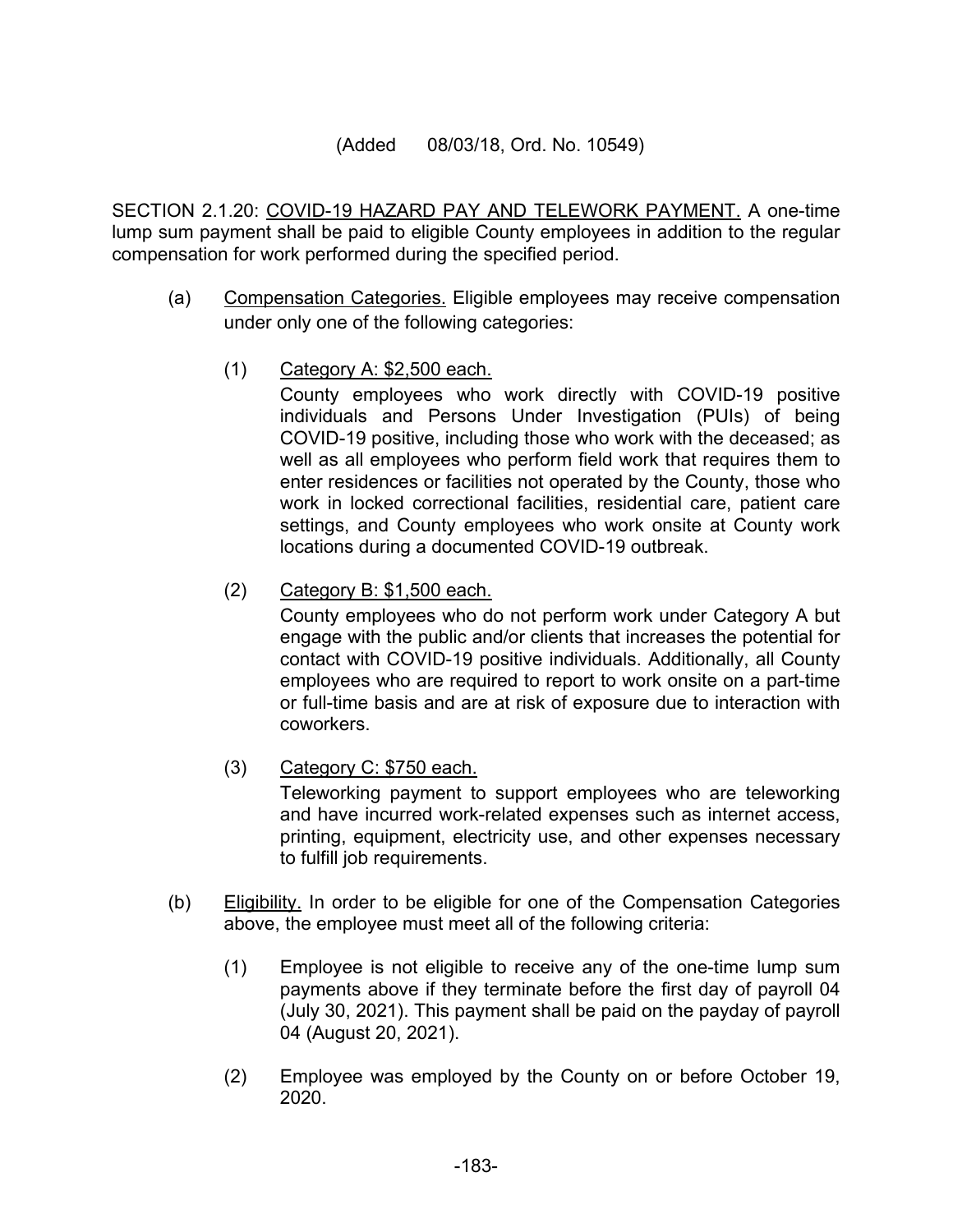(Added 08/03/18, Ord. No. 10549)

SECTION 2.1.20: <u>COVID-19 HAZARD PAY AND TELEWORK PAYMENT.</u> A one-time lump sum payment shall be paid to eligible County employees in addition to the regular compensation for work performed during the specified period.

(a) <u>Compensation Categories.</u> Eligible employees may receive compensation under only one of the following categories:

(1) <u>Category A: $2,500 each.</u>
County employees who work directly with COVID-19 positive individuals and Persons Under Investigation (PUIs) of being COVID-19 positive, including those who work with the deceased; as well as all employees who perform field work that requires them to enter residences or facilities not operated by the County, those who work in locked correctional facilities, residential care, patient care settings, and County employees who work onsite at County work locations during a documented COVID-19 outbreak.

(2) <u>Category B: $1,500 each.</u>
County employees who do not perform work under Category A but engage with the public and/or clients that increases the potential for contact with COVID-19 positive individuals. Additionally, all County employees who are required to report to work onsite on a part-time or full-time basis and are at risk of exposure due to interaction with coworkers.

(3) <u>Category C: $750 each.</u>
Teleworking payment to support employees who are teleworking and have incurred work-related expenses such as internet access, printing, equipment, electricity use, and other expenses necessary to fulfill job requirements.

(b) <u>Eligibility.</u> In order to be eligible for one of the Compensation Categories above, the employee must meet all of the following criteria:

(1) Employee is not eligible to receive any of the one-time lump sum payments above if they terminate before the first day of payroll 04 (July 30, 2021). This payment shall be paid on the payday of payroll 04 (August 20, 2021).

(2) Employee was employed by the County on or before October 19, 2020.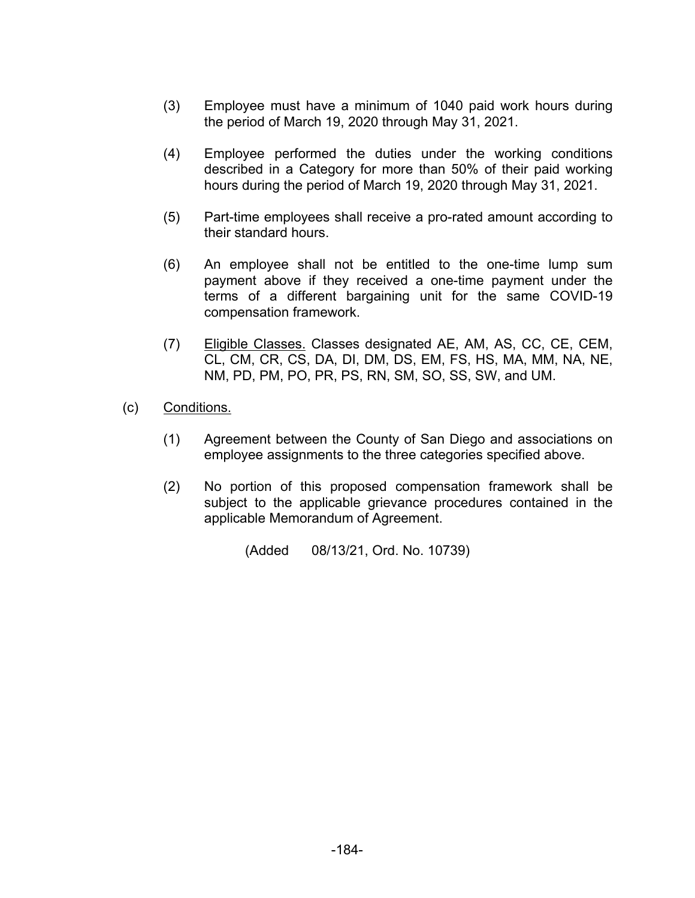(3) Employee must have a minimum of 1040 paid work hours during the period of March 19, 2020 through May 31, 2021.

(4) Employee performed the duties under the working conditions described in a Category for more than 50% of their paid working hours during the period of March 19, 2020 through May 31, 2021.

(5) Part-time employees shall receive a pro-rated amount according to their standard hours.

(6) An employee shall not be entitled to the one-time lump sum payment above if they received a one-time payment under the terms of a different bargaining unit for the same COVID-19 compensation framework.

(7) Eligible Classes. Classes designated AE, AM, AS, CC, CE, CEM, CL, CM, CR, CS, DA, DI, DM, DS, EM, FS, HS, MA, MM, NA, NE, NM, PD, PM, PO, PR, PS, RN, SM, SO, SS, SW, and UM.

(c) Conditions.

(1) Agreement between the County of San Diego and associations on employee assignments to the three categories specified above.

(2) No portion of this proposed compensation framework shall be subject to the applicable grievance procedures contained in the applicable Memorandum of Agreement.

(Added 08/13/21, Ord. No. 10739)